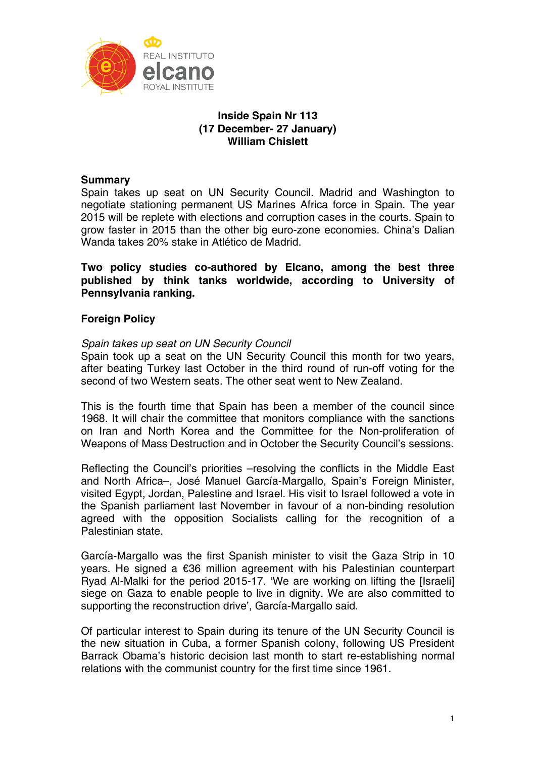**Inside Spain Nr 113**
**(17 December- 27 January)**
**William Chislett**

## Summary

Spain takes up seat on UN Security Council. Madrid and Washington to negotiate stationing permanent US Marines Africa force in Spain. The year 2015 will be replete with elections and corruption cases in the courts. Spain to grow faster in 2015 than the other big euro-zone economies. China's Dalian Wanda takes 20% stake in Atlético de Madrid.

**Two policy studies co-authored by Elcano, among the best three published by think tanks worldwide, according to University of Pennsylvania ranking.**

## Foreign Policy

*Spain takes up seat on UN Security Council*

Spain took up a seat on the UN Security Council this month for two years, after beating Turkey last October in the third round of run-off voting for the second of two Western seats. The other seat went to New Zealand.

This is the fourth time that Spain has been a member of the council since 1968. It will chair the committee that monitors compliance with the sanctions on Iran and North Korea and the Committee for the Non-proliferation of Weapons of Mass Destruction and in October the Security Council's sessions.

Reflecting the Council's priorities –resolving the conflicts in the Middle East and North Africa–, José Manuel García-Margallo, Spain's Foreign Minister, visited Egypt, Jordan, Palestine and Israel. His visit to Israel followed a vote in the Spanish parliament last November in favour of a non-binding resolution agreed with the opposition Socialists calling for the recognition of a Palestinian state.

García-Margallo was the first Spanish minister to visit the Gaza Strip in 10 years. He signed a €36 million agreement with his Palestinian counterpart Ryad Al-Malki for the period 2015-17. 'We are working on lifting the [Israeli] siege on Gaza to enable people to live in dignity. We are also committed to supporting the reconstruction drive', García-Margallo said.

Of particular interest to Spain during its tenure of the UN Security Council is the new situation in Cuba, a former Spanish colony, following US President Barrack Obama's historic decision last month to start re-establishing normal relations with the communist country for the first time since 1961.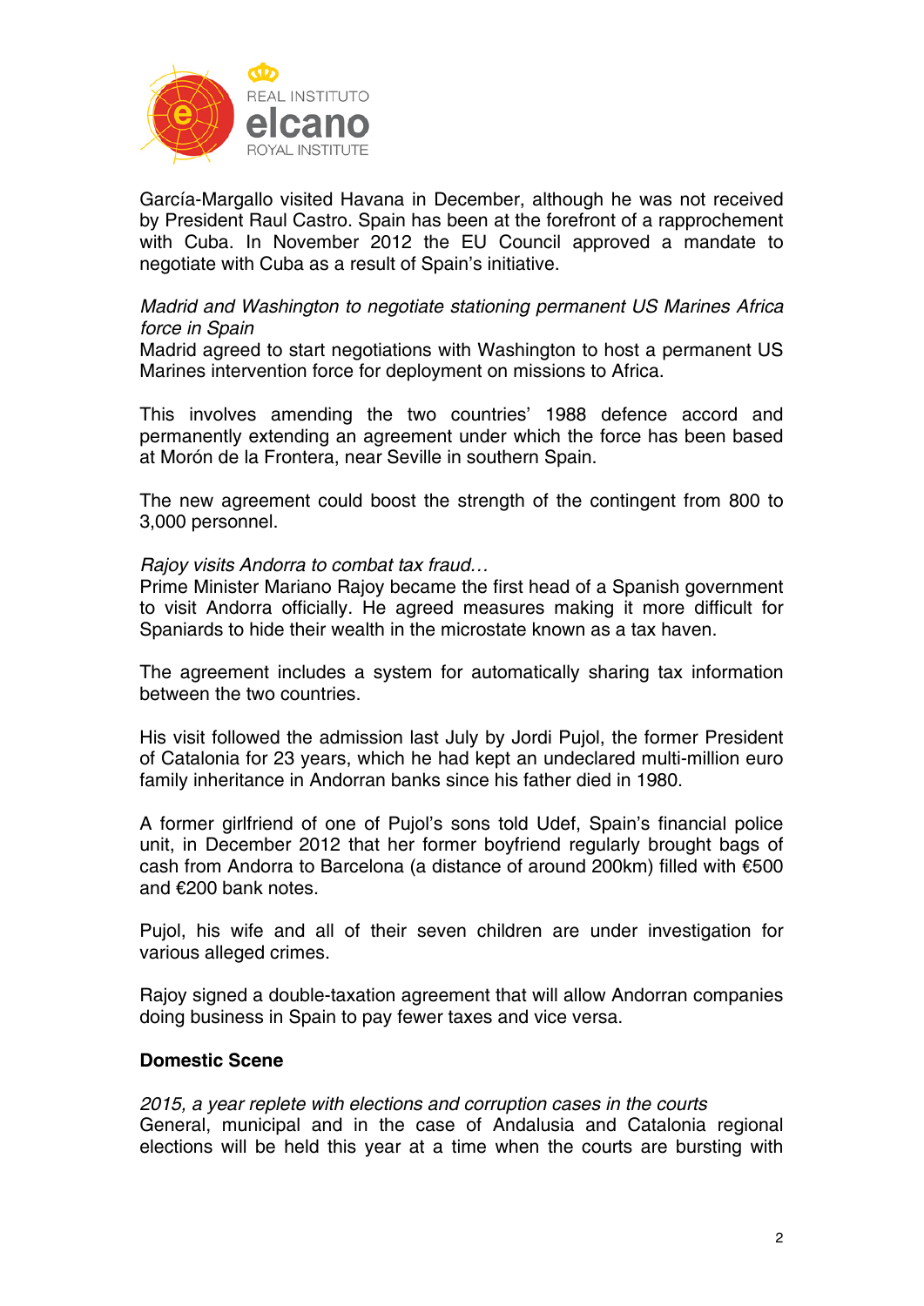García-Margallo visited Havana in December, although he was not received by President Raul Castro. Spain has been at the forefront of a rapprochement with Cuba. In November 2012 the EU Council approved a mandate to negotiate with Cuba as a result of Spain's initiative.

*Madrid and Washington to negotiate stationing permanent US Marines Africa force in Spain*
Madrid agreed to start negotiations with Washington to host a permanent US Marines intervention force for deployment on missions to Africa.

This involves amending the two countries' 1988 defence accord and permanently extending an agreement under which the force has been based at Morón de la Frontera, near Seville in southern Spain.

The new agreement could boost the strength of the contingent from 800 to 3,000 personnel.

*Rajoy visits Andorra to combat tax fraud…*
Prime Minister Mariano Rajoy became the first head of a Spanish government to visit Andorra officially. He agreed measures making it more difficult for Spaniards to hide their wealth in the microstate known as a tax haven.

The agreement includes a system for automatically sharing tax information between the two countries.

His visit followed the admission last July by Jordi Pujol, the former President of Catalonia for 23 years, which he had kept an undeclared multi-million euro family inheritance in Andorran banks since his father died in 1980.

A former girlfriend of one of Pujol's sons told Udef, Spain's financial police unit, in December 2012 that her former boyfriend regularly brought bags of cash from Andorra to Barcelona (a distance of around 200km) filled with €500 and €200 bank notes.

Pujol, his wife and all of their seven children are under investigation for various alleged crimes.

Rajoy signed a double-taxation agreement that will allow Andorran companies doing business in Spain to pay fewer taxes and vice versa.

## Domestic Scene

*2015, a year replete with elections and corruption cases in the courts*
General, municipal and in the case of Andalusia and Catalonia regional elections will be held this year at a time when the courts are bursting with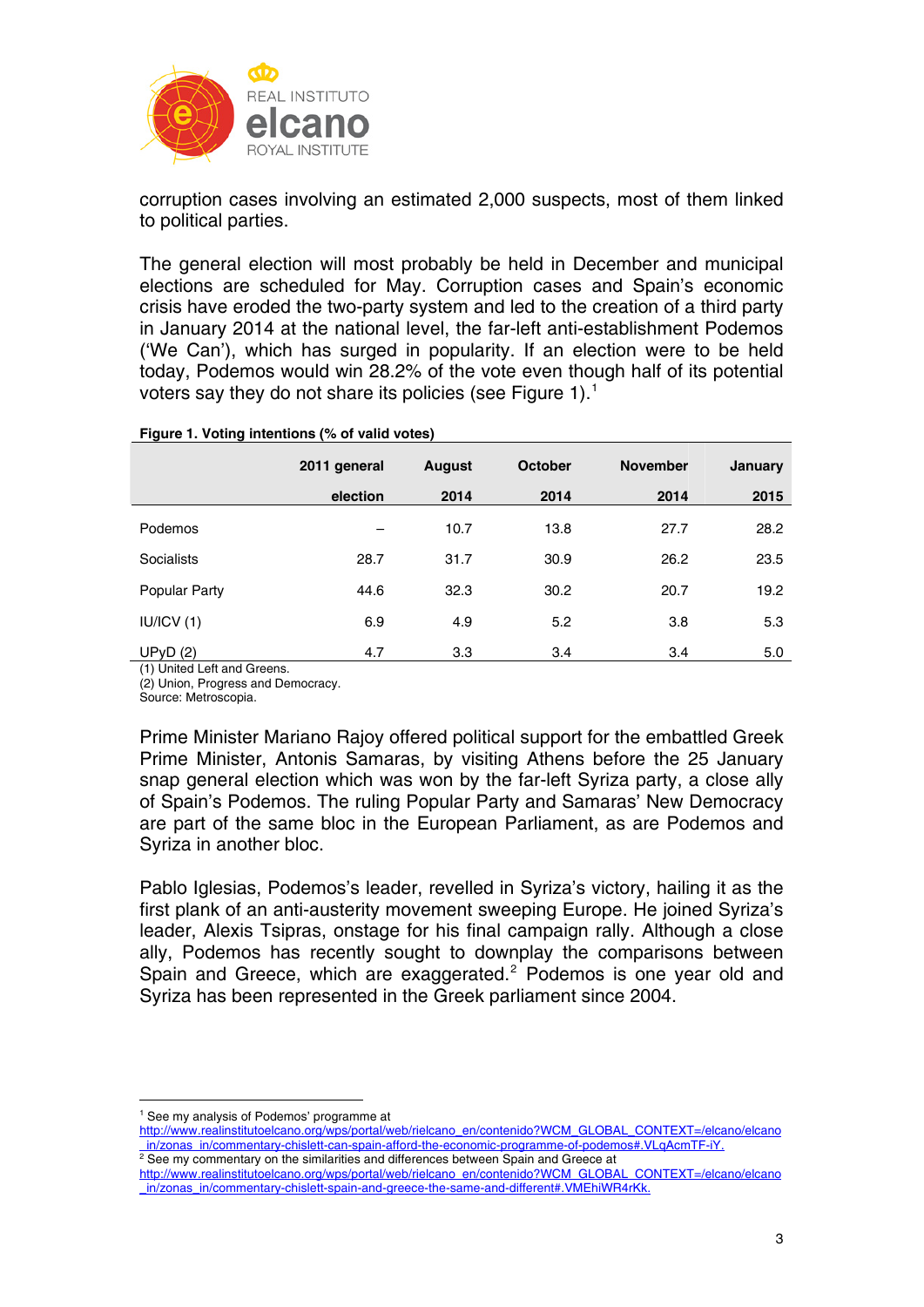corruption cases involving an estimated 2,000 suspects, most of them linked to political parties.

The general election will most probably be held in December and municipal elections are scheduled for May. Corruption cases and Spain's economic crisis have eroded the two-party system and led to the creation of a third party in January 2014 at the national level, the far-left anti-establishment Podemos ('We Can'), which has surged in popularity. If an election were to be held today, Podemos would win 28.2% of the vote even though half of its potential voters say they do not share its policies (see Figure 1).[1]

**Figure 1. Voting intentions (% of valid votes)**

| | 2011 general election | August 2014 | October 2014 | November 2014 | January 2015 |
|---|---|---|---|---|---|
| Podemos | – | 10.7 | 13.8 | 27.7 | 28.2 |
| Socialists | 28.7 | 31.7 | 30.9 | 26.2 | 23.5 |
| Popular Party | 44.6 | 32.3 | 30.2 | 20.7 | 19.2 |
| IU/ICV (1) | 6.9 | 4.9 | 5.2 | 3.8 | 5.3 |
| UPyD (2) | 4.7 | 3.3 | 3.4 | 3.4 | 5.0 |

(1) United Left and Greens.
(2) Union, Progress and Democracy.
Source: Metroscopia.

Prime Minister Mariano Rajoy offered political support for the embattled Greek Prime Minister, Antonis Samaras, by visiting Athens before the 25 January snap general election which was won by the far-left Syriza party, a close ally of Spain's Podemos. The ruling Popular Party and Samaras' New Democracy are part of the same bloc in the European Parliament, as are Podemos and Syriza in another bloc.

Pablo Iglesias, Podemos's leader, revelled in Syriza's victory, hailing it as the first plank of an anti-austerity movement sweeping Europe. He joined Syriza's leader, Alexis Tsipras, onstage for his final campaign rally. Although a close ally, Podemos has recently sought to downplay the comparisons between Spain and Greece, which are exaggerated.[2] Podemos is one year old and Syriza has been represented in the Greek parliament since 2004.

---

[1] See my analysis of Podemos' programme at http://www.realinstitutoelcano.org/wps/portal/web/rielcano_en/contenido?WCM_GLOBAL_CONTEXT=/elcano/elcano_in/zonas_in/commentary-chislett-can-spain-afford-the-economic-programme-of-podemos#.VLqAcmTF-iY.

[2] See my commentary on the similarities and differences between Spain and Greece at http://www.realinstitutoelcano.org/wps/portal/web/rielcano_en/contenido?WCM_GLOBAL_CONTEXT=/elcano/elcano_in/zonas_in/commentary-chislett-spain-and-greece-the-same-and-different#.VMEhiWR4rKk.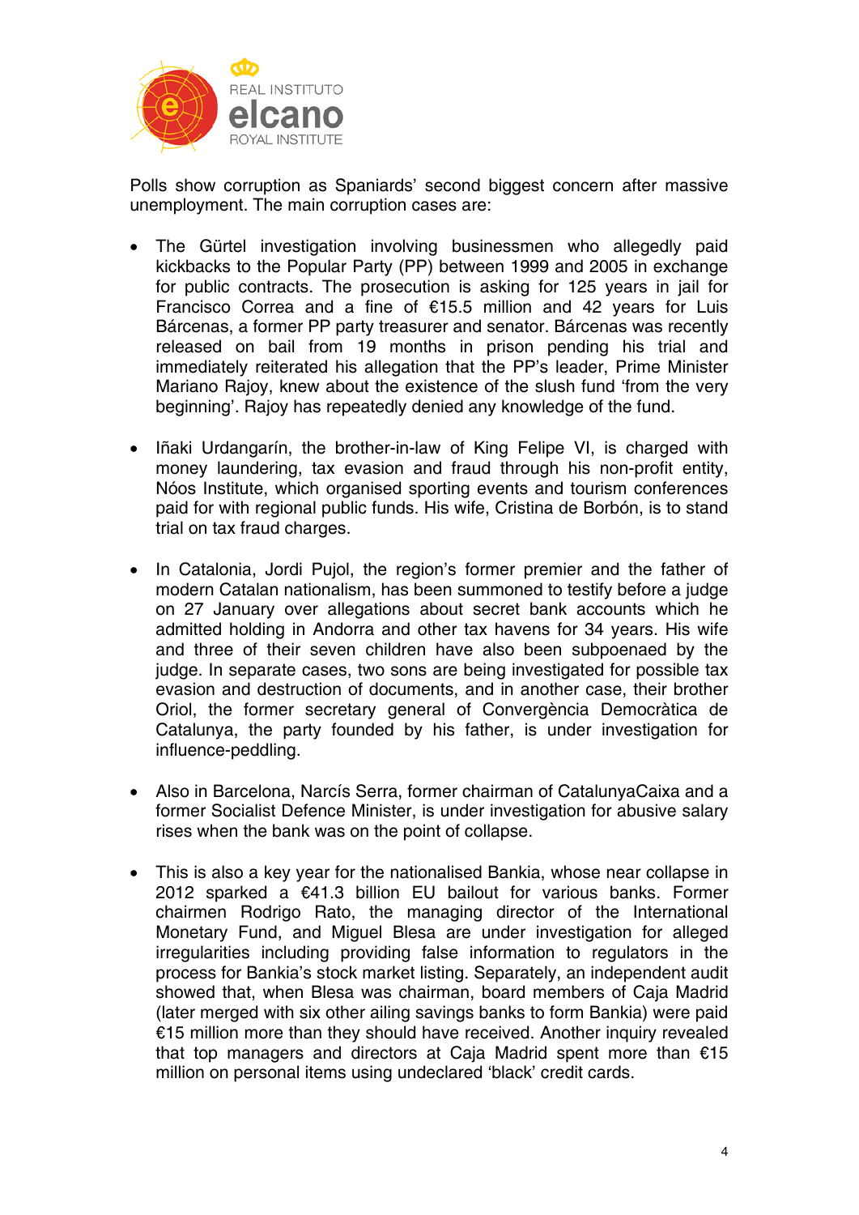Polls show corruption as Spaniards' second biggest concern after massive unemployment. The main corruption cases are:

- The Gürtel investigation involving businessmen who allegedly paid kickbacks to the Popular Party (PP) between 1999 and 2005 in exchange for public contracts. The prosecution is asking for 125 years in jail for Francisco Correa and a fine of €15.5 million and 42 years for Luis Bárcenas, a former PP party treasurer and senator. Bárcenas was recently released on bail from 19 months in prison pending his trial and immediately reiterated his allegation that the PP's leader, Prime Minister Mariano Rajoy, knew about the existence of the slush fund 'from the very beginning'. Rajoy has repeatedly denied any knowledge of the fund.

- Iñaki Urdangarín, the brother-in-law of King Felipe VI, is charged with money laundering, tax evasion and fraud through his non-profit entity, Nóos Institute, which organised sporting events and tourism conferences paid for with regional public funds. His wife, Cristina de Borbón, is to stand trial on tax fraud charges.

- In Catalonia, Jordi Pujol, the region's former premier and the father of modern Catalan nationalism, has been summoned to testify before a judge on 27 January over allegations about secret bank accounts which he admitted holding in Andorra and other tax havens for 34 years. His wife and three of their seven children have also been subpoenaed by the judge. In separate cases, two sons are being investigated for possible tax evasion and destruction of documents, and in another case, their brother Oriol, the former secretary general of Convergència Democràtica de Catalunya, the party founded by his father, is under investigation for influence-peddling.

- Also in Barcelona, Narcís Serra, former chairman of CatalunyaCaixa and a former Socialist Defence Minister, is under investigation for abusive salary rises when the bank was on the point of collapse.

- This is also a key year for the nationalised Bankia, whose near collapse in 2012 sparked a €41.3 billion EU bailout for various banks. Former chairmen Rodrigo Rato, the managing director of the International Monetary Fund, and Miguel Blesa are under investigation for alleged irregularities including providing false information to regulators in the process for Bankia's stock market listing. Separately, an independent audit showed that, when Blesa was chairman, board members of Caja Madrid (later merged with six other ailing savings banks to form Bankia) were paid €15 million more than they should have received. Another inquiry revealed that top managers and directors at Caja Madrid spent more than €15 million on personal items using undeclared 'black' credit cards.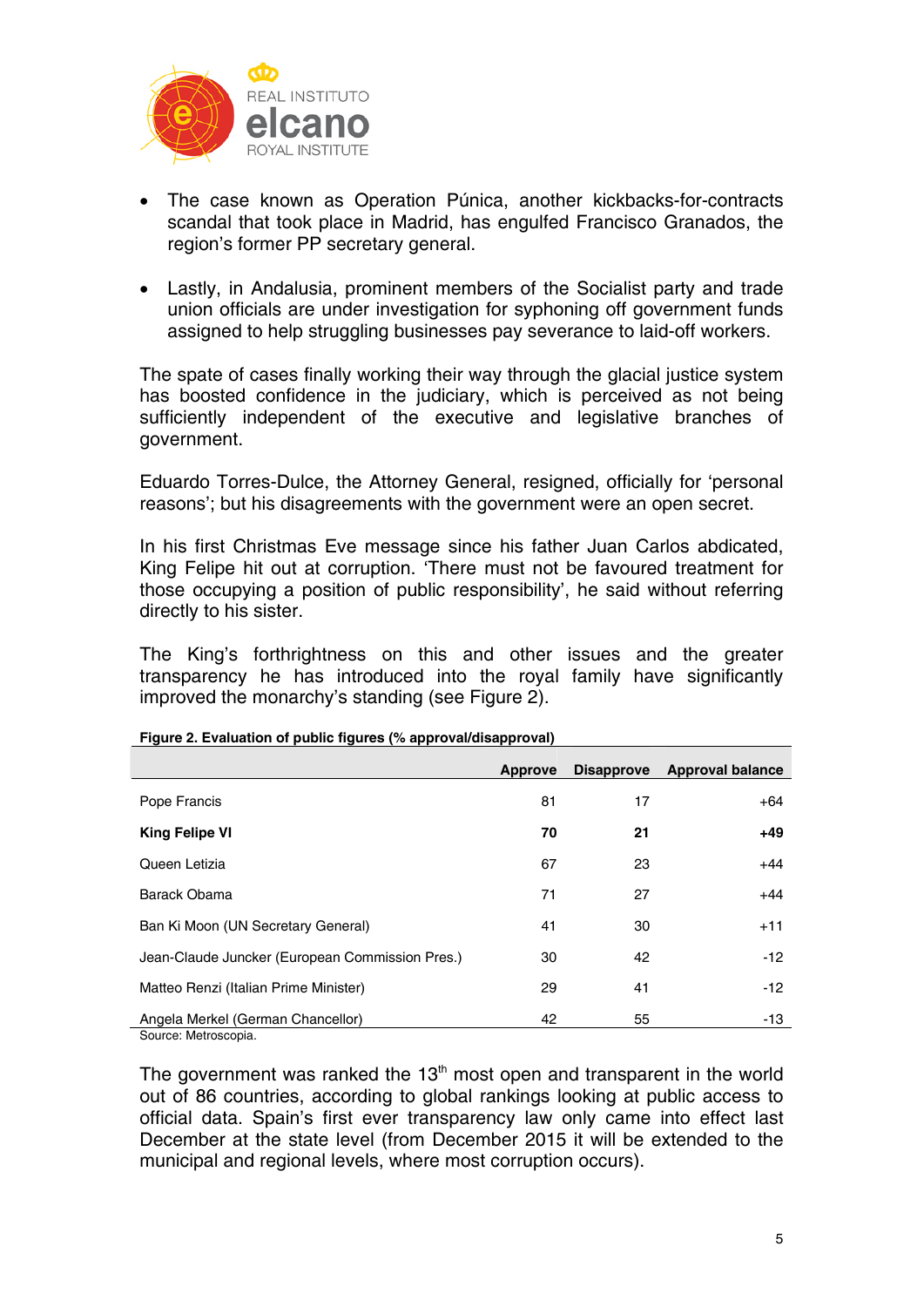- The case known as Operation Púnica, another kickbacks-for-contracts scandal that took place in Madrid, has engulfed Francisco Granados, the region's former PP secretary general.

- Lastly, in Andalusia, prominent members of the Socialist party and trade union officials are under investigation for syphoning off government funds assigned to help struggling businesses pay severance to laid-off workers.

The spate of cases finally working their way through the glacial justice system has boosted confidence in the judiciary, which is perceived as not being sufficiently independent of the executive and legislative branches of government.

Eduardo Torres-Dulce, the Attorney General, resigned, officially for 'personal reasons'; but his disagreements with the government were an open secret.

In his first Christmas Eve message since his father Juan Carlos abdicated, King Felipe hit out at corruption. 'There must not be favoured treatment for those occupying a position of public responsibility', he said without referring directly to his sister.

The King's forthrightness on this and other issues and the greater transparency he has introduced into the royal family have significantly improved the monarchy's standing (see Figure 2).

**Figure 2. Evaluation of public figures (% approval/disapproval)**

| | Approve | Disapprove | Approval balance |
|---|---|---|---|
| Pope Francis | 81 | 17 | +64 |
| **King Felipe VI** | **70** | **21** | **+49** |
| Queen Letizia | 67 | 23 | +44 |
| Barack Obama | 71 | 27 | +44 |
| Ban Ki Moon (UN Secretary General) | 41 | 30 | +11 |
| Jean-Claude Juncker (European Commission Pres.) | 30 | 42 | -12 |
| Matteo Renzi (Italian Prime Minister) | 29 | 41 | -12 |
| Angela Merkel (German Chancellor) | 42 | 55 | -13 |

Source: Metroscopia.

The government was ranked the 13th most open and transparent in the world out of 86 countries, according to global rankings looking at public access to official data. Spain's first ever transparency law only came into effect last December at the state level (from December 2015 it will be extended to the municipal and regional levels, where most corruption occurs).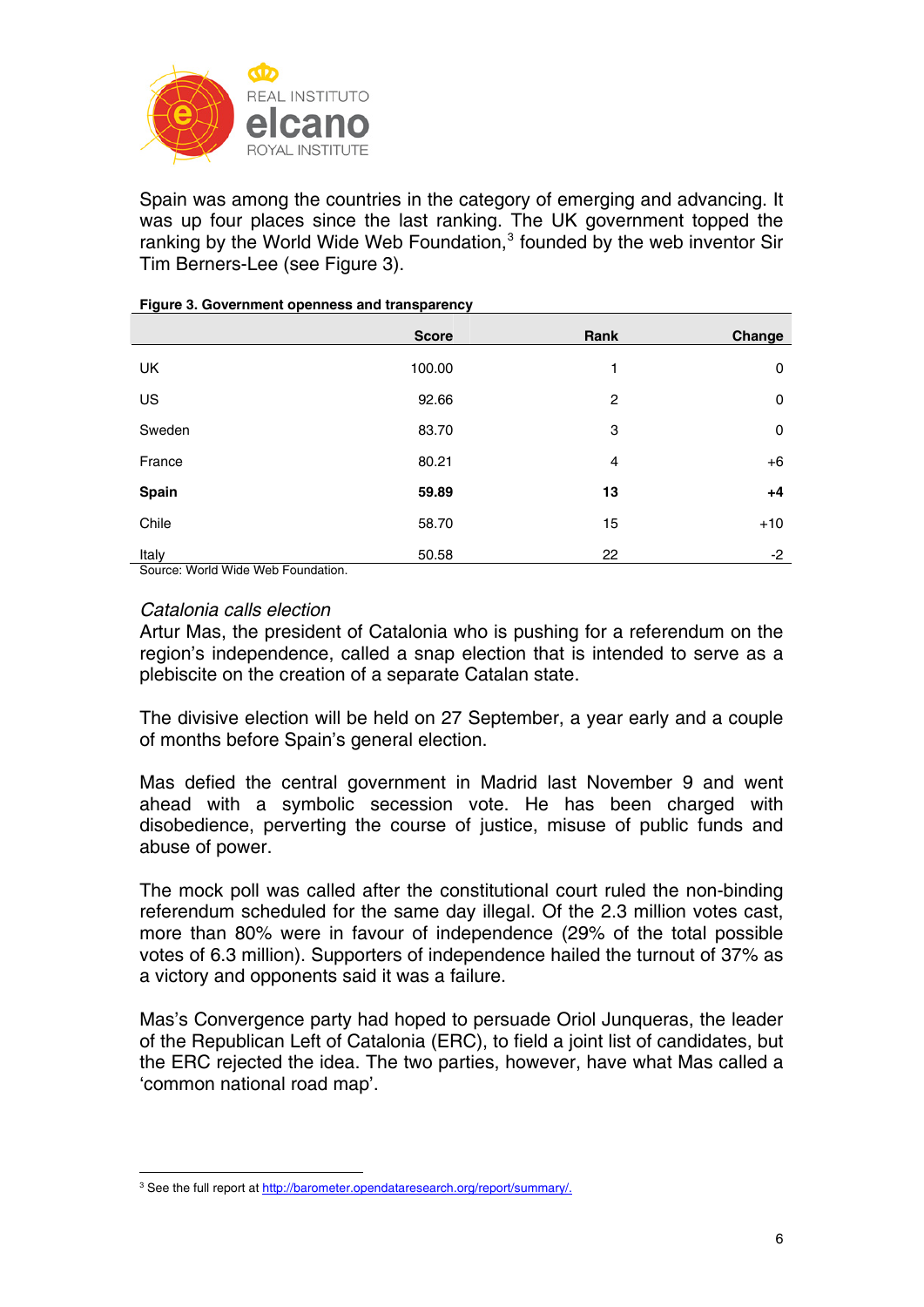Spain was among the countries in the category of emerging and advancing. It was up four places since the last ranking. The UK government topped the ranking by the World Wide Web Foundation,[3] founded by the web inventor Sir Tim Berners-Lee (see Figure 3).

**Figure 3. Government openness and transparency**

| | Score | Rank | Change |
|---|---|---|---|
| UK | 100.00 | 1 | 0 |
| US | 92.66 | 2 | 0 |
| Sweden | 83.70 | 3 | 0 |
| France | 80.21 | 4 | +6 |
| **Spain** | **59.89** | **13** | **+4** |
| Chile | 58.70 | 15 | +10 |
| Italy | 50.58 | 22 | -2 |

Source: World Wide Web Foundation.

*Catalonia calls election*

Artur Mas, the president of Catalonia who is pushing for a referendum on the region's independence, called a snap election that is intended to serve as a plebiscite on the creation of a separate Catalan state.

The divisive election will be held on 27 September, a year early and a couple of months before Spain's general election.

Mas defied the central government in Madrid last November 9 and went ahead with a symbolic secession vote. He has been charged with disobedience, perverting the course of justice, misuse of public funds and abuse of power.

The mock poll was called after the constitutional court ruled the non-binding referendum scheduled for the same day illegal. Of the 2.3 million votes cast, more than 80% were in favour of independence (29% of the total possible votes of 6.3 million). Supporters of independence hailed the turnout of 37% as a victory and opponents said it was a failure.

Mas's Convergence party had hoped to persuade Oriol Junqueras, the leader of the Republican Left of Catalonia (ERC), to field a joint list of candidates, but the ERC rejected the idea. The two parties, however, have what Mas called a 'common national road map'.

[3] See the full report at http://barometer.opendataresearch.org/report/summary/.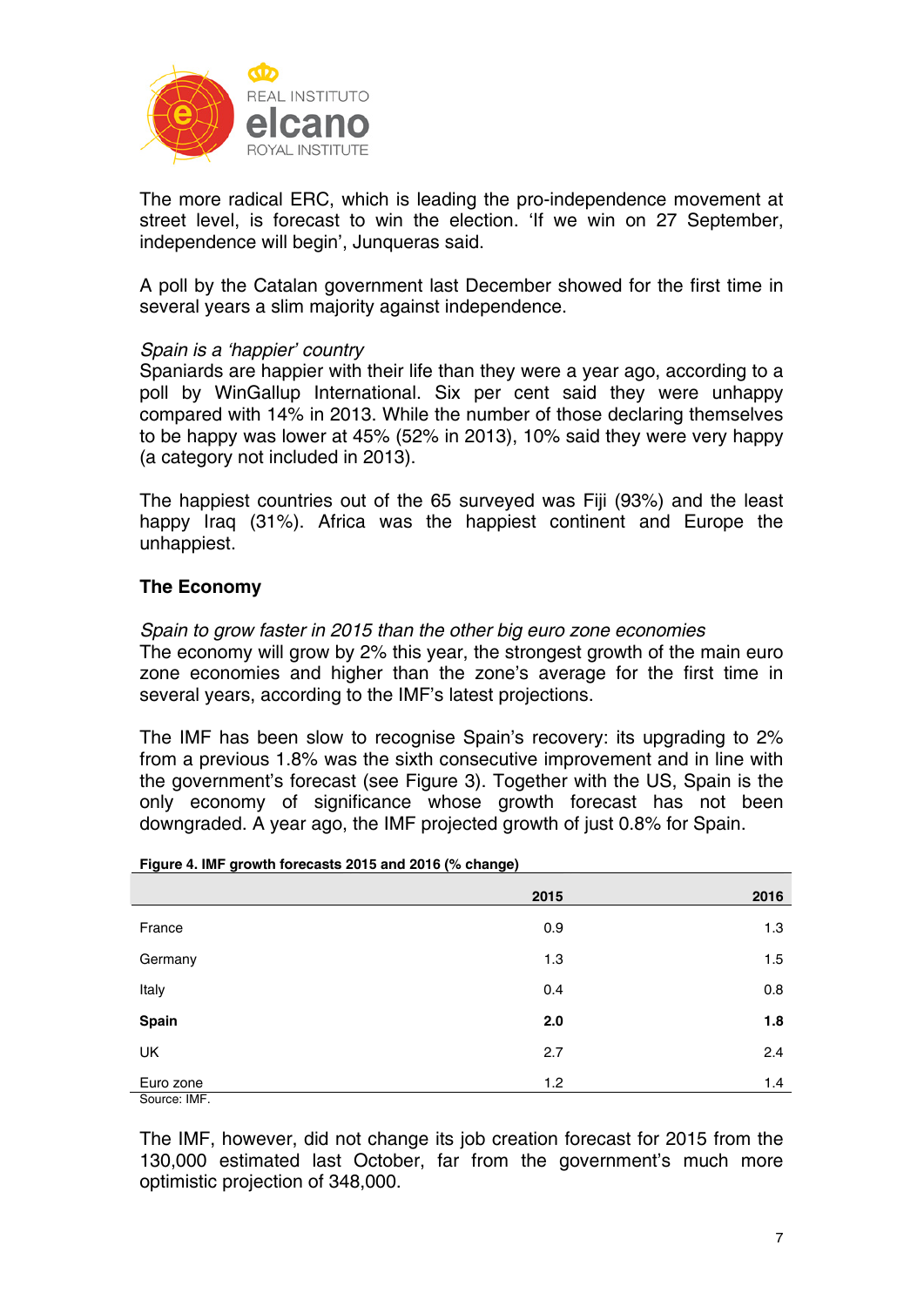The more radical ERC, which is leading the pro-independence movement at street level, is forecast to win the election. 'If we win on 27 September, independence will begin', Junqueras said.

A poll by the Catalan government last December showed for the first time in several years a slim majority against independence.

*Spain is a 'happier' country*

Spaniards are happier with their life than they were a year ago, according to a poll by WinGallup International. Six per cent said they were unhappy compared with 14% in 2013. While the number of those declaring themselves to be happy was lower at 45% (52% in 2013), 10% said they were very happy (a category not included in 2013).

The happiest countries out of the 65 surveyed was Fiji (93%) and the least happy Iraq (31%). Africa was the happiest continent and Europe the unhappiest.

## The Economy

*Spain to grow faster in 2015 than the other big euro zone economies*

The economy will grow by 2% this year, the strongest growth of the main euro zone economies and higher than the zone's average for the first time in several years, according to the IMF's latest projections.

The IMF has been slow to recognise Spain's recovery: its upgrading to 2% from a previous 1.8% was the sixth consecutive improvement and in line with the government's forecast (see Figure 3). Together with the US, Spain is the only economy of significance whose growth forecast has not been downgraded. A year ago, the IMF projected growth of just 0.8% for Spain.

**Figure 4. IMF growth forecasts 2015 and 2016 (% change)**

| | 2015 | 2016 |
|---|---|---|
| France | 0.9 | 1.3 |
| Germany | 1.3 | 1.5 |
| Italy | 0.4 | 0.8 |
| **Spain** | **2.0** | **1.8** |
| UK | 2.7 | 2.4 |
| Euro zone | 1.2 | 1.4 |

Source: IMF.

The IMF, however, did not change its job creation forecast for 2015 from the 130,000 estimated last October, far from the government's much more optimistic projection of 348,000.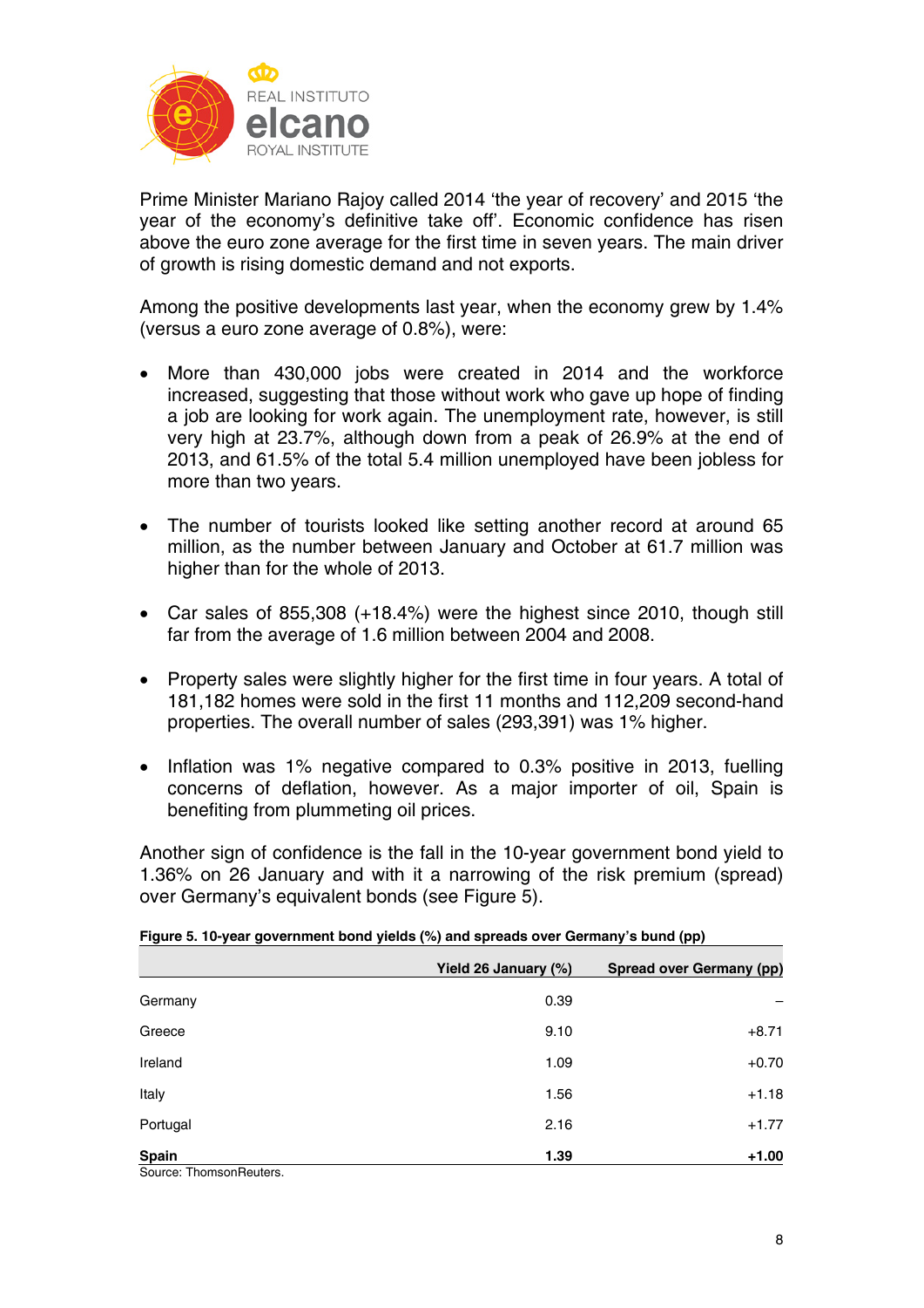Prime Minister Mariano Rajoy called 2014 'the year of recovery' and 2015 'the year of the economy's definitive take off'. Economic confidence has risen above the euro zone average for the first time in seven years. The main driver of growth is rising domestic demand and not exports.

Among the positive developments last year, when the economy grew by 1.4% (versus a euro zone average of 0.8%), were:

- More than 430,000 jobs were created in 2014 and the workforce increased, suggesting that those without work who gave up hope of finding a job are looking for work again. The unemployment rate, however, is still very high at 23.7%, although down from a peak of 26.9% at the end of 2013, and 61.5% of the total 5.4 million unemployed have been jobless for more than two years.

- The number of tourists looked like setting another record at around 65 million, as the number between January and October at 61.7 million was higher than for the whole of 2013.

- Car sales of 855,308 (+18.4%) were the highest since 2010, though still far from the average of 1.6 million between 2004 and 2008.

- Property sales were slightly higher for the first time in four years. A total of 181,182 homes were sold in the first 11 months and 112,209 second-hand properties. The overall number of sales (293,391) was 1% higher.

- Inflation was 1% negative compared to 0.3% positive in 2013, fuelling concerns of deflation, however. As a major importer of oil, Spain is benefiting from plummeting oil prices.

Another sign of confidence is the fall in the 10-year government bond yield to 1.36% on 26 January and with it a narrowing of the risk premium (spread) over Germany's equivalent bonds (see Figure 5).

**Figure 5. 10-year government bond yields (%) and spreads over Germany's bund (pp)**

| | Yield 26 January (%) | Spread over Germany (pp) |
|---|---|---|
| Germany | 0.39 | – |
| Greece | 9.10 | +8.71 |
| Ireland | 1.09 | +0.70 |
| Italy | 1.56 | +1.18 |
| Portugal | 2.16 | +1.77 |
| **Spain** | **1.39** | **+1.00** |

Source: ThomsonReuters.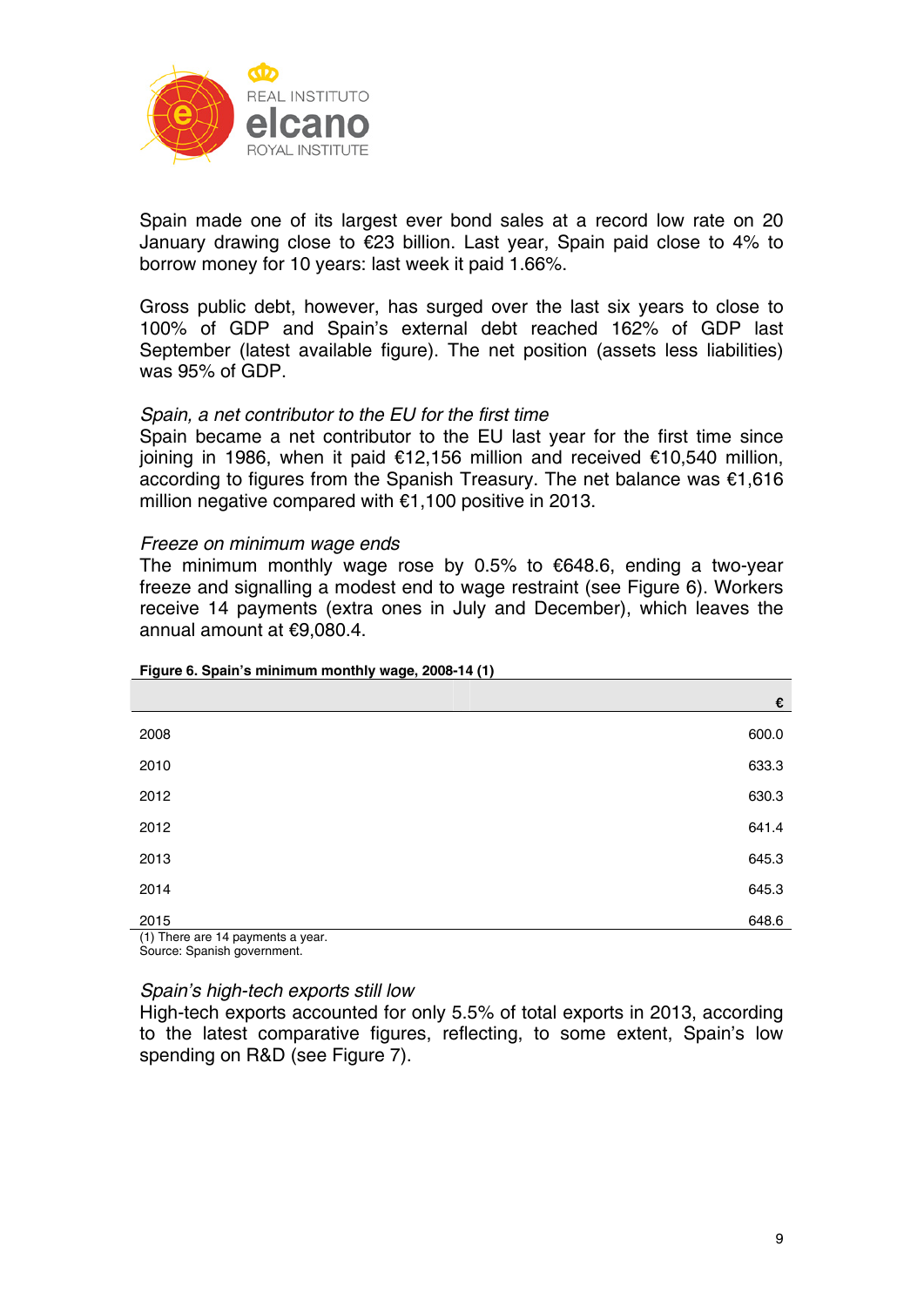Spain made one of its largest ever bond sales at a record low rate on 20 January drawing close to €23 billion. Last year, Spain paid close to 4% to borrow money for 10 years: last week it paid 1.66%.

Gross public debt, however, has surged over the last six years to close to 100% of GDP and Spain's external debt reached 162% of GDP last September (latest available figure). The net position (assets less liabilities) was 95% of GDP.

*Spain, a net contributor to the EU for the first time*

Spain became a net contributor to the EU last year for the first time since joining in 1986, when it paid €12,156 million and received €10,540 million, according to figures from the Spanish Treasury. The net balance was €1,616 million negative compared with €1,100 positive in 2013.

*Freeze on minimum wage ends*

The minimum monthly wage rose by 0.5% to €648.6, ending a two-year freeze and signalling a modest end to wage restraint (see Figure 6). Workers receive 14 payments (extra ones in July and December), which leaves the annual amount at €9,080.4.

**Figure 6. Spain's minimum monthly wage, 2008-14 (1)**

| | € |
|---|---|
| 2008 | 600.0 |
| 2010 | 633.3 |
| 2012 | 630.3 |
| 2012 | 641.4 |
| 2013 | 645.3 |
| 2014 | 645.3 |
| 2015 | 648.6 |

(1) There are 14 payments a year.
Source: Spanish government.

*Spain's high-tech exports still low*

High-tech exports accounted for only 5.5% of total exports in 2013, according to the latest comparative figures, reflecting, to some extent, Spain's low spending on R&D (see Figure 7).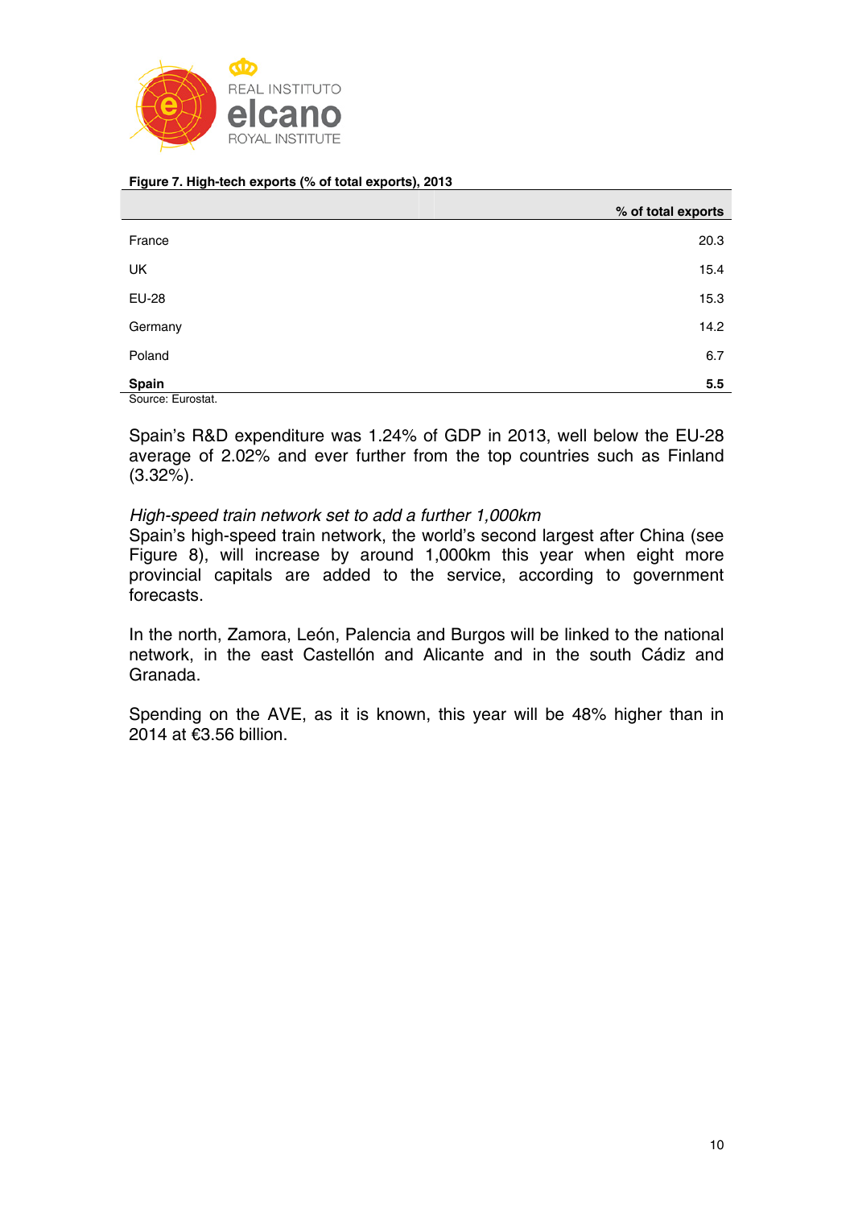**Figure 7. High-tech exports (% of total exports), 2013**

| | % of total exports |
|---|---|
| France | 20.3 |
| UK | 15.4 |
| EU-28 | 15.3 |
| Germany | 14.2 |
| Poland | 6.7 |
| **Spain** | **5.5** |

Source: Eurostat.

Spain's R&D expenditure was 1.24% of GDP in 2013, well below the EU-28 average of 2.02% and ever further from the top countries such as Finland (3.32%).

*High-speed train network set to add a further 1,000km*

Spain's high-speed train network, the world's second largest after China (see Figure 8), will increase by around 1,000km this year when eight more provincial capitals are added to the service, according to government forecasts.

In the north, Zamora, León, Palencia and Burgos will be linked to the national network, in the east Castellón and Alicante and in the south Cádiz and Granada.

Spending on the AVE, as it is known, this year will be 48% higher than in 2014 at €3.56 billion.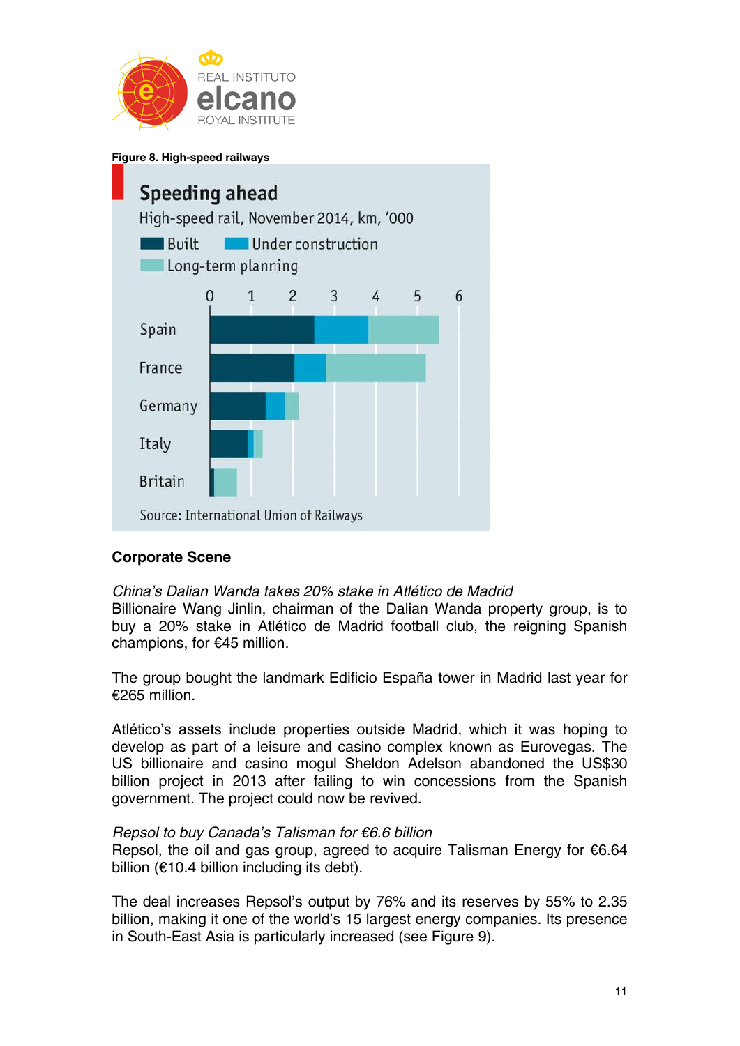**Figure 8. High-speed railways**

**Speeding ahead**

High-speed rail, November 2014, km, '000

Built | Under construction | Long-term planning

Spain, France, Germany, Italy, Britain

Source: International Union of Railways

## Corporate Scene

*China's Dalian Wanda takes 20% stake in Atlético de Madrid*

Billionaire Wang Jinlin, chairman of the Dalian Wanda property group, is to buy a 20% stake in Atlético de Madrid football club, the reigning Spanish champions, for €45 million.

The group bought the landmark Edificio España tower in Madrid last year for €265 million.

Atlético's assets include properties outside Madrid, which it was hoping to develop as part of a leisure and casino complex known as Eurovegas. The US billionaire and casino mogul Sheldon Adelson abandoned the US$30 billion project in 2013 after failing to win concessions from the Spanish government. The project could now be revived.

*Repsol to buy Canada's Talisman for €6.6 billion*

Repsol, the oil and gas group, agreed to acquire Talisman Energy for €6.64 billion (€10.4 billion including its debt).

The deal increases Repsol's output by 76% and its reserves by 55% to 2.35 billion, making it one of the world's 15 largest energy companies. Its presence in South-East Asia is particularly increased (see Figure 9).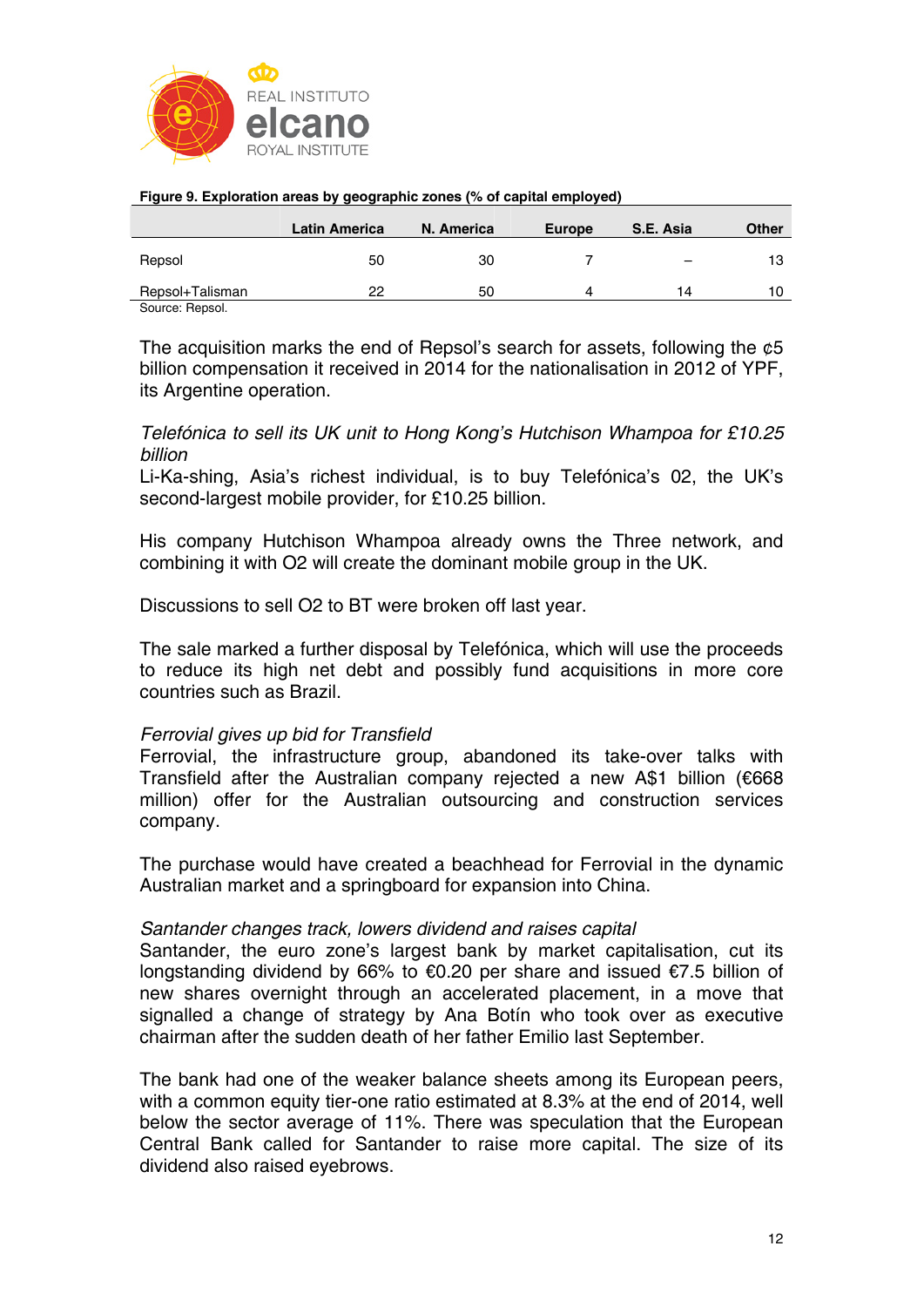**Figure 9. Exploration areas by geographic zones (% of capital employed)**

| | Latin America | N. America | Europe | S.E. Asia | Other |
|---|---|---|---|---|---|
| Repsol | 50 | 30 | 7 | – | 13 |
| Repsol+Talisman | 22 | 50 | 4 | 14 | 10 |

Source: Repsol.

The acquisition marks the end of Repsol's search for assets, following the ¢5 billion compensation it received in 2014 for the nationalisation in 2012 of YPF, its Argentine operation.

*Telefónica to sell its UK unit to Hong Kong's Hutchison Whampoa for £10.25 billion*

Li-Ka-shing, Asia's richest individual, is to buy Telefónica's 02, the UK's second-largest mobile provider, for £10.25 billion.

His company Hutchison Whampoa already owns the Three network, and combining it with O2 will create the dominant mobile group in the UK.

Discussions to sell O2 to BT were broken off last year.

The sale marked a further disposal by Telefónica, which will use the proceeds to reduce its high net debt and possibly fund acquisitions in more core countries such as Brazil.

*Ferrovial gives up bid for Transfield*

Ferrovial, the infrastructure group, abandoned its take-over talks with Transfield after the Australian company rejected a new A$1 billion (€668 million) offer for the Australian outsourcing and construction services company.

The purchase would have created a beachhead for Ferrovial in the dynamic Australian market and a springboard for expansion into China.

*Santander changes track, lowers dividend and raises capital*

Santander, the euro zone's largest bank by market capitalisation, cut its longstanding dividend by 66% to €0.20 per share and issued €7.5 billion of new shares overnight through an accelerated placement, in a move that signalled a change of strategy by Ana Botín who took over as executive chairman after the sudden death of her father Emilio last September.

The bank had one of the weaker balance sheets among its European peers, with a common equity tier-one ratio estimated at 8.3% at the end of 2014, well below the sector average of 11%. There was speculation that the European Central Bank called for Santander to raise more capital. The size of its dividend also raised eyebrows.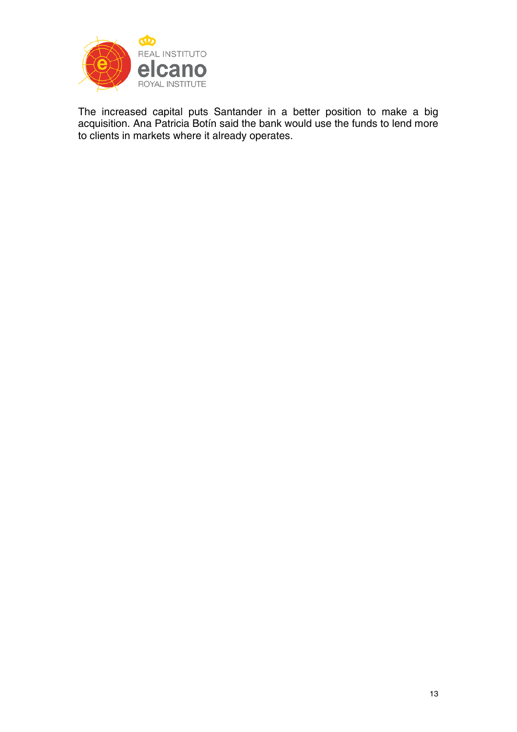The increased capital puts Santander in a better position to make a big acquisition. Ana Patricia Botín said the bank would use the funds to lend more to clients in markets where it already operates.